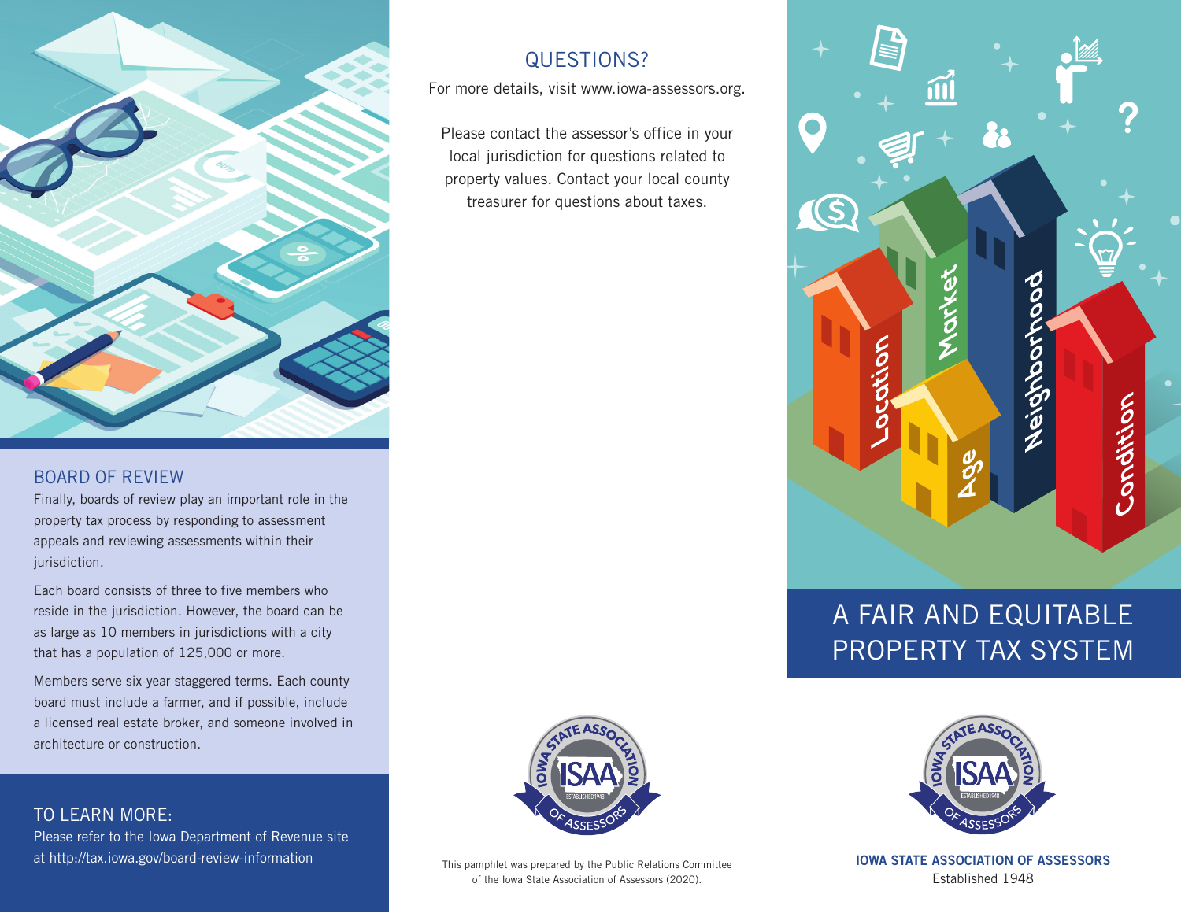## BOARD OF REVIEW

Finally, boards of review play an important role in the property tax process by responding to assessment appeals and reviewing assessments within their jurisdiction.

Each board consists of three to five members who reside in the jurisdiction. However, the board can be as large as 10 members in jurisdictions with a city that has a population of 125,000 or more.

Members serve six-year staggered terms. Each county board must include a farmer, and if possible, include a licensed real estate broker, and someone involved in architecture or construction.

## TO LEARN MORE:

Please refer to the Iowa Department of Revenue site at http://tax.iowa.gov/board-review-information

## QUESTIONS?

For more details, visit www.iowa-assessors.org.

Please contact the assessor's office in your local jurisdiction for questions related to property values. Contact your local county treasurer for questions about taxes.

This pamphlet was prepared by the Public Relations Committee of the Iowa State Association of Assessors (2020).

# A FAIR AND EQUITABLE PROPERTY TAX SYSTEM

**IOWA STATE ASSOCIATION OF ASSESSORS**

Established 1948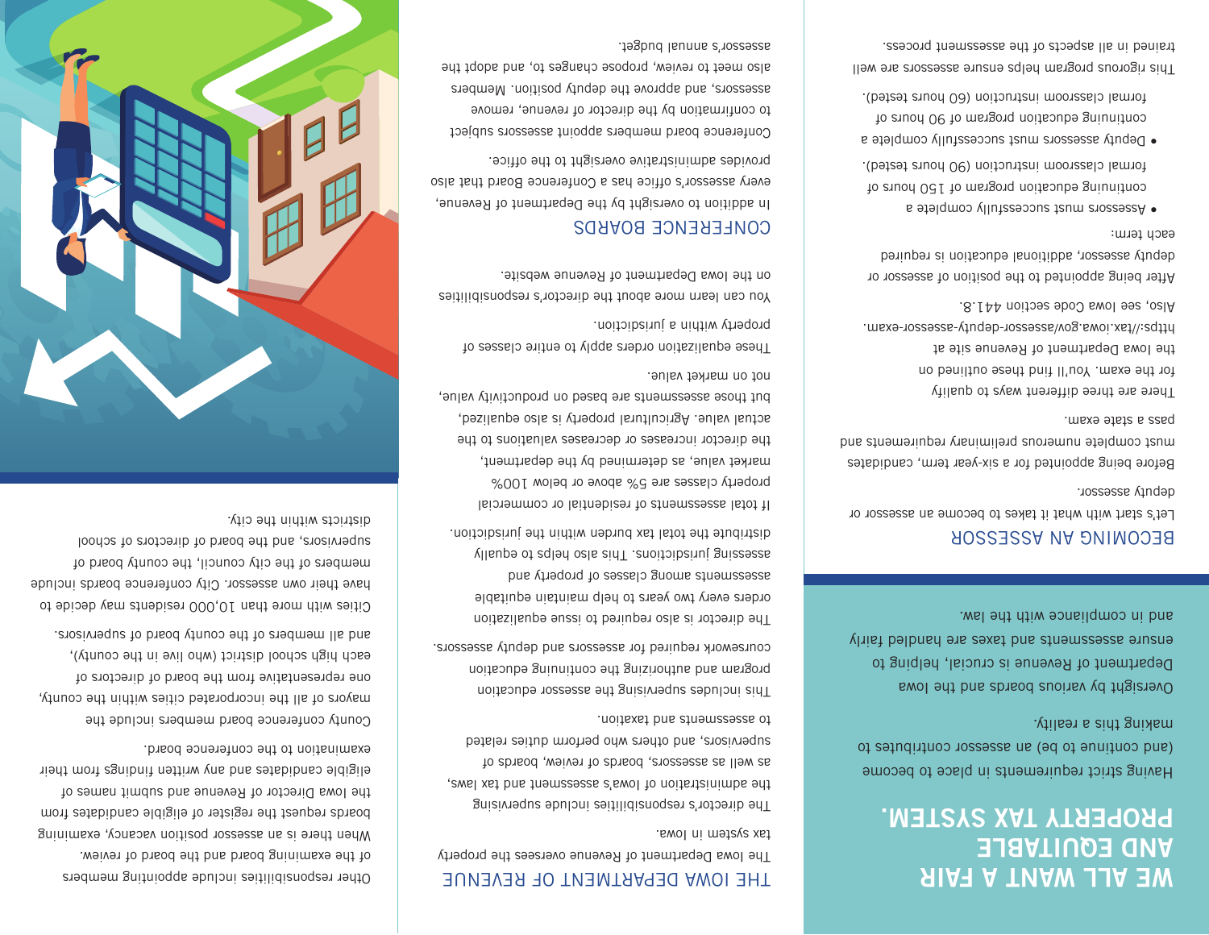# WE ALL WANT A FAIR AND EQUITABLE PROPERTY TAX SYSTEM.

Having strict requirements in place to become (and continue to be) an assessor contributes to making this a reality.

Oversight by various boards and the Iowa Department of Revenue is crucial, helping to ensure assessments and taxes are handled fairly and in compliance with the law.

## BECOMING AN ASSESSOR

Let's start with what it takes to become an assessor or deputy assessor.

Before being appointed for a six-year term, candidates must complete numerous preliminary requirements and pass a state exam.

There are three different ways to qualify for the exam. You'll find these outlined on the Iowa Department of Revenue site at https://tax.iowa.gov/assessor-deputy-assessor-exam. Also, see Iowa Code section 441.8.

After being appointed to the position of assessor or deputy assessor, additional education is required each term:

- Assessors must successfully complete a continuing education program of 150 hours of formal classroom instruction (90 hours tested).
- Deputy assessors must successfully complete a continuing education program of 90 hours of formal classroom instruction (60 hours tested).

This rigorous program helps ensure assessors are well trained in all aspects of the assessment process.

## THE IOWA DEPARTMENT OF REVENUE

The Iowa Department of Revenue oversees the property tax system in Iowa.

The director's responsibilities include supervising the administration of Iowa's assessment and tax laws, as well as assessors, boards of review, boards of supervisors, and others who perform duties related to assessments and taxation.

This includes supervising the assessor education program and authorizing the continuing education coursework required for assessors and deputy assessors.

The director is also required to issue equalization orders every two years to help maintain equitable assessments among classes of property and assessing jurisdictions. This also helps to equally distribute the total tax burden within the jurisdiction.

If total assessments of residential or commercial property classes are 5% above or below 100% market value, as determined by the department, the director increases or decreases valuations to the actual value. Agricultural property is also equalized, but those assessments are based on productivity value, not on market value.

These equalization orders apply to entire classes of property within a jurisdiction.

You can learn more about the director's responsibilities on the Iowa Department of Revenue website.

## CONFERENCE BOARDS

In addition to oversight by the Department of Revenue, every assessor's office has a Conference Board that also provides administrative oversight to the office.

Conference board members appoint assessors subject to confirmation by the director of revenue, remove assessors, and approve the deputy position. Members also meet to review, propose changes to, and adopt the assessor's annual budget.

Other responsibilities include appointing members of the examining board and the board of review.

When there is an assessor position vacancy, examining boards request the register of eligible candidates from the Iowa Director of Revenue and submit names of eligible candidates and any written findings from their examination to the conference board.

County conference board members include the mayors of all the incorporated cities within the county, one representative from the board of directors of each high school district (who live in the county), and all members of the county board of supervisors.

Cities with more than 10,000 residents may decide to have their own assessor. City conference boards include members of the city council, the county board of supervisors, and the board of directors of school districts within the city.